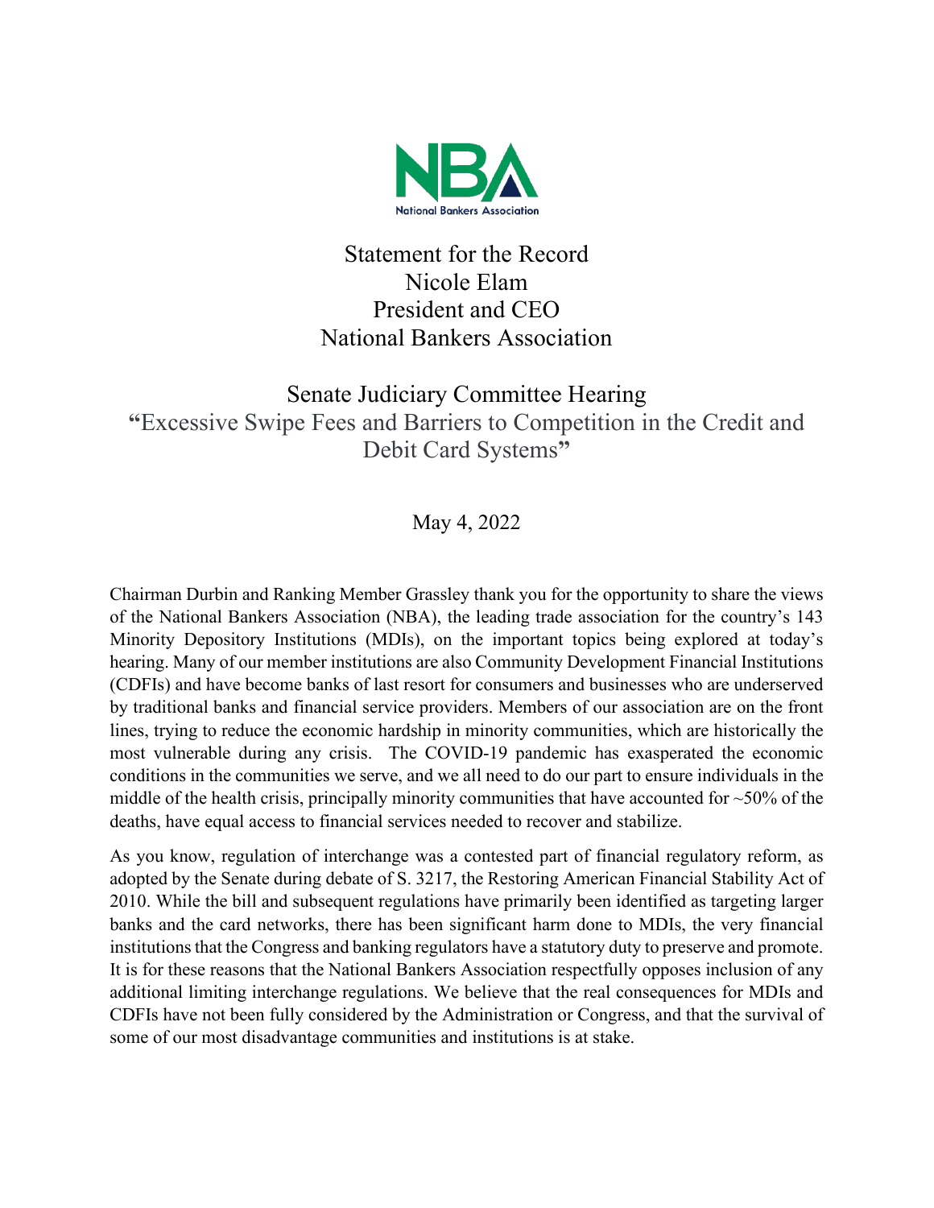NBA

National Bankers Association

# Statement for the Record
Nicole Elam
President and CEO
National Bankers Association

## Senate Judiciary Committee Hearing
**"**Excessive Swipe Fees and Barriers to Competition in the Credit and Debit Card Systems**"**

May 4, 2022

Chairman Durbin and Ranking Member Grassley thank you for the opportunity to share the views of the National Bankers Association (NBA), the leading trade association for the country's 143 Minority Depository Institutions (MDIs), on the important topics being explored at today's hearing. Many of our member institutions are also Community Development Financial Institutions (CDFIs) and have become banks of last resort for consumers and businesses who are underserved by traditional banks and financial service providers. Members of our association are on the front lines, trying to reduce the economic hardship in minority communities, which are historically the most vulnerable during any crisis. The COVID-19 pandemic has exasperated the economic conditions in the communities we serve, and we all need to do our part to ensure individuals in the middle of the health crisis, principally minority communities that have accounted for ~50% of the deaths, have equal access to financial services needed to recover and stabilize.

As you know, regulation of interchange was a contested part of financial regulatory reform, as adopted by the Senate during debate of S. 3217, the Restoring American Financial Stability Act of 2010. While the bill and subsequent regulations have primarily been identified as targeting larger banks and the card networks, there has been significant harm done to MDIs, the very financial institutions that the Congress and banking regulators have a statutory duty to preserve and promote. It is for these reasons that the National Bankers Association respectfully opposes inclusion of any additional limiting interchange regulations. We believe that the real consequences for MDIs and CDFIs have not been fully considered by the Administration or Congress, and that the survival of some of our most disadvantage communities and institutions is at stake.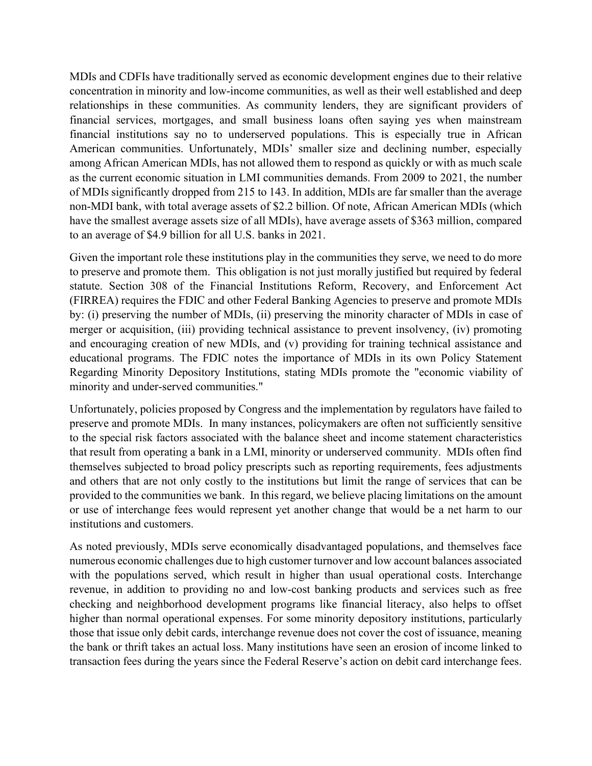MDIs and CDFIs have traditionally served as economic development engines due to their relative concentration in minority and low-income communities, as well as their well established and deep relationships in these communities. As community lenders, they are significant providers of financial services, mortgages, and small business loans often saying yes when mainstream financial institutions say no to underserved populations. This is especially true in African American communities. Unfortunately, MDIs' smaller size and declining number, especially among African American MDIs, has not allowed them to respond as quickly or with as much scale as the current economic situation in LMI communities demands. From 2009 to 2021, the number of MDIs significantly dropped from 215 to 143. In addition, MDIs are far smaller than the average non-MDI bank, with total average assets of $2.2 billion. Of note, African American MDIs (which have the smallest average assets size of all MDIs), have average assets of $363 million, compared to an average of $4.9 billion for all U.S. banks in 2021.

Given the important role these institutions play in the communities they serve, we need to do more to preserve and promote them. This obligation is not just morally justified but required by federal statute. Section 308 of the Financial Institutions Reform, Recovery, and Enforcement Act (FIRREA) requires the FDIC and other Federal Banking Agencies to preserve and promote MDIs by: (i) preserving the number of MDIs, (ii) preserving the minority character of MDIs in case of merger or acquisition, (iii) providing technical assistance to prevent insolvency, (iv) promoting and encouraging creation of new MDIs, and (v) providing for training technical assistance and educational programs. The FDIC notes the importance of MDIs in its own Policy Statement Regarding Minority Depository Institutions, stating MDIs promote the "economic viability of minority and under-served communities."

Unfortunately, policies proposed by Congress and the implementation by regulators have failed to preserve and promote MDIs. In many instances, policymakers are often not sufficiently sensitive to the special risk factors associated with the balance sheet and income statement characteristics that result from operating a bank in a LMI, minority or underserved community. MDIs often find themselves subjected to broad policy prescripts such as reporting requirements, fees adjustments and others that are not only costly to the institutions but limit the range of services that can be provided to the communities we bank. In this regard, we believe placing limitations on the amount or use of interchange fees would represent yet another change that would be a net harm to our institutions and customers.

As noted previously, MDIs serve economically disadvantaged populations, and themselves face numerous economic challenges due to high customer turnover and low account balances associated with the populations served, which result in higher than usual operational costs. Interchange revenue, in addition to providing no and low-cost banking products and services such as free checking and neighborhood development programs like financial literacy, also helps to offset higher than normal operational expenses. For some minority depository institutions, particularly those that issue only debit cards, interchange revenue does not cover the cost of issuance, meaning the bank or thrift takes an actual loss. Many institutions have seen an erosion of income linked to transaction fees during the years since the Federal Reserve's action on debit card interchange fees.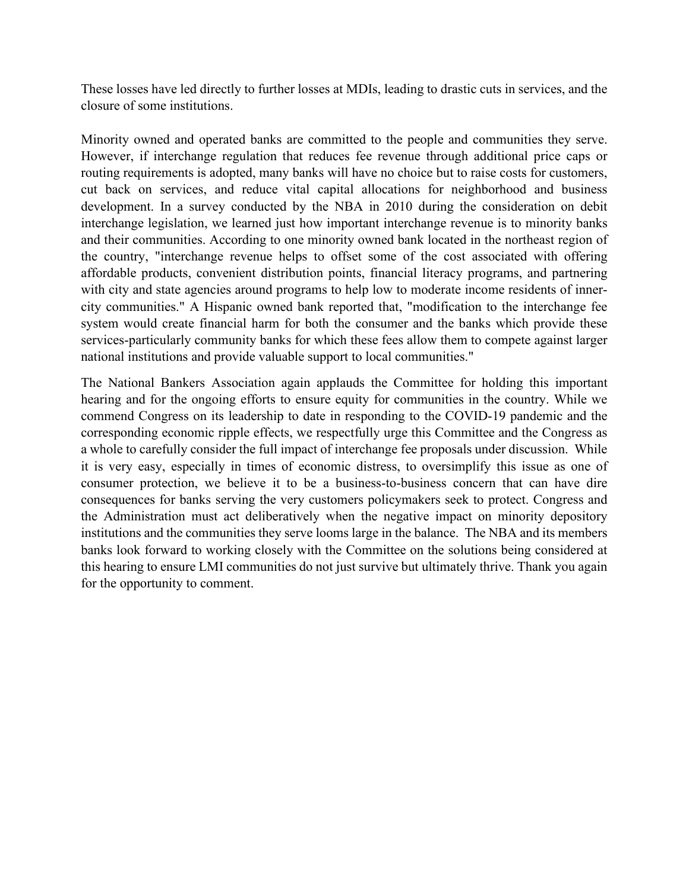These losses have led directly to further losses at MDIs, leading to drastic cuts in services, and the closure of some institutions.

Minority owned and operated banks are committed to the people and communities they serve. However, if interchange regulation that reduces fee revenue through additional price caps or routing requirements is adopted, many banks will have no choice but to raise costs for customers, cut back on services, and reduce vital capital allocations for neighborhood and business development. In a survey conducted by the NBA in 2010 during the consideration on debit interchange legislation, we learned just how important interchange revenue is to minority banks and their communities. According to one minority owned bank located in the northeast region of the country, "interchange revenue helps to offset some of the cost associated with offering affordable products, convenient distribution points, financial literacy programs, and partnering with city and state agencies around programs to help low to moderate income residents of inner-city communities." A Hispanic owned bank reported that, "modification to the interchange fee system would create financial harm for both the consumer and the banks which provide these services-particularly community banks for which these fees allow them to compete against larger national institutions and provide valuable support to local communities."

The National Bankers Association again applauds the Committee for holding this important hearing and for the ongoing efforts to ensure equity for communities in the country. While we commend Congress on its leadership to date in responding to the COVID-19 pandemic and the corresponding economic ripple effects, we respectfully urge this Committee and the Congress as a whole to carefully consider the full impact of interchange fee proposals under discussion. While it is very easy, especially in times of economic distress, to oversimplify this issue as one of consumer protection, we believe it to be a business-to-business concern that can have dire consequences for banks serving the very customers policymakers seek to protect. Congress and the Administration must act deliberatively when the negative impact on minority depository institutions and the communities they serve looms large in the balance. The NBA and its members banks look forward to working closely with the Committee on the solutions being considered at this hearing to ensure LMI communities do not just survive but ultimately thrive. Thank you again for the opportunity to comment.